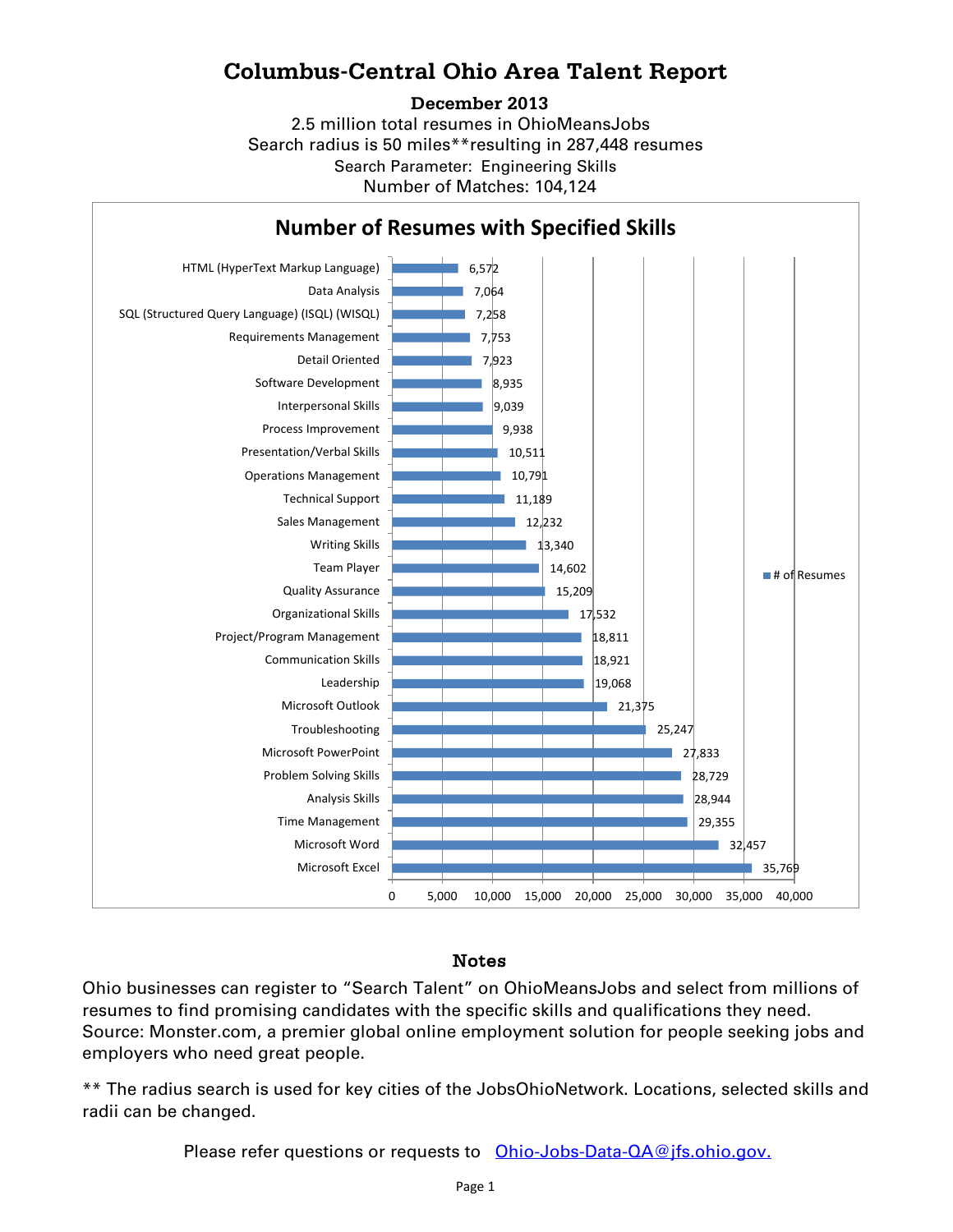# Columbus-Central Ohio Area Talent Report

**December 2013**

2.5 million total resumes in OhioMeansJobs
Search radius is 50 miles**resulting in 287,448 resumes
Search Parameter: Engineering Skills
Number of Matches: 104,124

## Number of Resumes with Specified Skills

| Skill | # of Resumes |
|---|---|
| HTML (HyperText Markup Language) | 6,572 |
| Data Analysis | 7,064 |
| SQL (Structured Query Language) (ISQL) (WISQL) | 7,258 |
| Requirements Management | 7,753 |
| Detail Oriented | 7,923 |
| Software Development | 8,935 |
| Interpersonal Skills | 9,039 |
| Process Improvement | 9,938 |
| Presentation/Verbal Skills | 10,511 |
| Operations Management | 10,791 |
| Technical Support | 11,189 |
| Sales Management | 12,232 |
| Writing Skills | 13,340 |
| Team Player | 14,602 |
| Quality Assurance | 15,209 |
| Organizational Skills | 17,532 |
| Project/Program Management | 18,811 |
| Communication Skills | 18,921 |
| Leadership | 19,068 |
| Microsoft Outlook | 21,375 |
| Troubleshooting | 25,247 |
| Microsoft PowerPoint | 27,833 |
| Problem Solving Skills | 28,729 |
| Analysis Skills | 28,944 |
| Time Management | 29,355 |
| Microsoft Word | 32,457 |
| Microsoft Excel | 35,769 |

## Notes

Ohio businesses can register to "Search Talent" on OhioMeansJobs and select from millions of resumes to find promising candidates with the specific skills and qualifications they need. Source: Monster.com, a premier global online employment solution for people seeking jobs and employers who need great people.

** The radius search is used for key cities of the JobsOhioNetwork. Locations, selected skills and radii can be changed.

Please refer questions or requests to Ohio-Jobs-Data-QA@jfs.ohio.gov.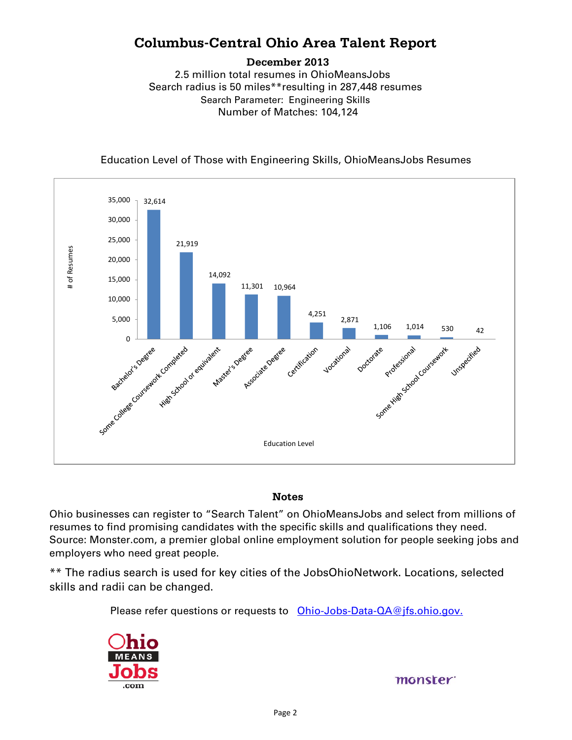# Columbus-Central Ohio Area Talent Report

**December 2013**

2.5 million total resumes in OhioMeansJobs

Search radius is 50 miles**resulting in 287,448 resumes

Search Parameter: Engineering Skills

Number of Matches: 104,124

Education Level of Those with Engineering Skills, OhioMeansJobs Resumes

# of Resumes

35,000
30,000
25,000
20,000
15,000
10,000
5,000
0

32,614
21,919
14,092
11,301
10,964
4,251
2,871
1,106
1,014
530
42

Bachelor's Degree
Some College Coursework Completed
High School or equivalent
Master's Degree
Associate Degree
Certification
Vocational
Doctorate
Professional
Some High School Coursework
Unspecified

Education Level

## Notes

Ohio businesses can register to "Search Talent" on OhioMeansJobs and select from millions of resumes to find promising candidates with the specific skills and qualifications they need. Source: Monster.com, a premier global online employment solution for people seeking jobs and employers who need great people.

** The radius search is used for key cities of the JobsOhioNetwork. Locations, selected skills and radii can be changed.

Please refer questions or requests to Ohio-Jobs-Data-QA@jfs.ohio.gov.

Ohio MEANS Jobs .com

monster